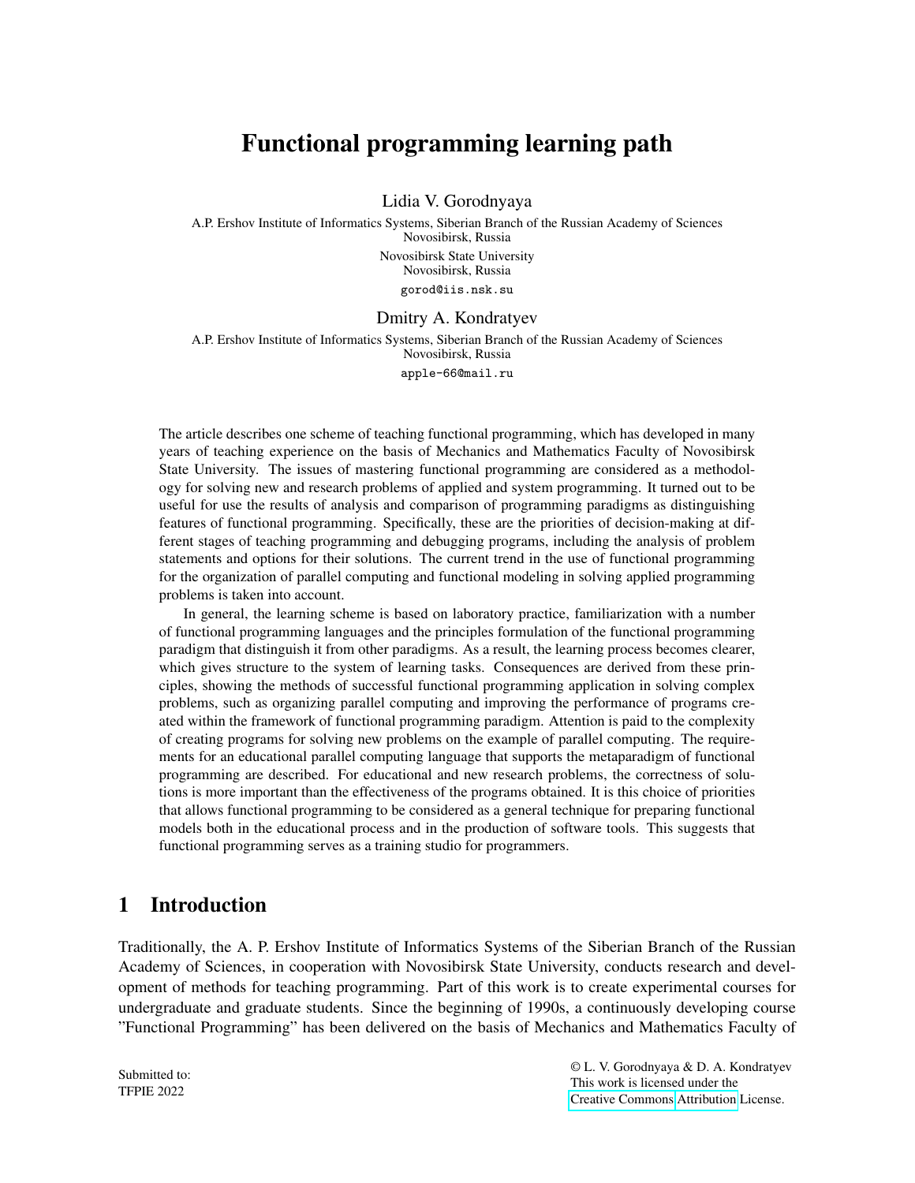# Functional programming learning path

Lidia V. Gorodnyaya

A.P. Ershov Institute of Informatics Systems, Siberian Branch of the Russian Academy of Sciences
Novosibirsk, Russia

Novosibirsk State University
Novosibirsk, Russia

gorod@iis.nsk.su

Dmitry A. Kondratyev

A.P. Ershov Institute of Informatics Systems, Siberian Branch of the Russian Academy of Sciences
Novosibirsk, Russia

apple-66@mail.ru

The article describes one scheme of teaching functional programming, which has developed in many years of teaching experience on the basis of Mechanics and Mathematics Faculty of Novosibirsk State University. The issues of mastering functional programming are considered as a methodology for solving new and research problems of applied and system programming. It turned out to be useful for use the results of analysis and comparison of programming paradigms as distinguishing features of functional programming. Specifically, these are the priorities of decision-making at different stages of teaching programming and debugging programs, including the analysis of problem statements and options for their solutions. The current trend in the use of functional programming for the organization of parallel computing and functional modeling in solving applied programming problems is taken into account.

In general, the learning scheme is based on laboratory practice, familiarization with a number of functional programming languages and the principles formulation of the functional programming paradigm that distinguish it from other paradigms. As a result, the learning process becomes clearer, which gives structure to the system of learning tasks. Consequences are derived from these principles, showing the methods of successful functional programming application in solving complex problems, such as organizing parallel computing and improving the performance of programs created within the framework of functional programming paradigm. Attention is paid to the complexity of creating programs for solving new problems on the example of parallel computing. The requirements for an educational parallel computing language that supports the metaparadigm of functional programming are described. For educational and new research problems, the correctness of solutions is more important than the effectiveness of the programs obtained. It is this choice of priorities that allows functional programming to be considered as a general technique for preparing functional models both in the educational process and in the production of software tools. This suggests that functional programming serves as a training studio for programmers.

## 1 Introduction

Traditionally, the A. P. Ershov Institute of Informatics Systems of the Siberian Branch of the Russian Academy of Sciences, in cooperation with Novosibirsk State University, conducts research and development of methods for teaching programming. Part of this work is to create experimental courses for undergraduate and graduate students. Since the beginning of 1990s, a continuously developing course "Functional Programming" has been delivered on the basis of Mechanics and Mathematics Faculty of

Submitted to:
TFPIE 2022

© L. V. Gorodnyaya & D. A. Kondratyev
This work is licensed under the
Creative Commons Attribution License.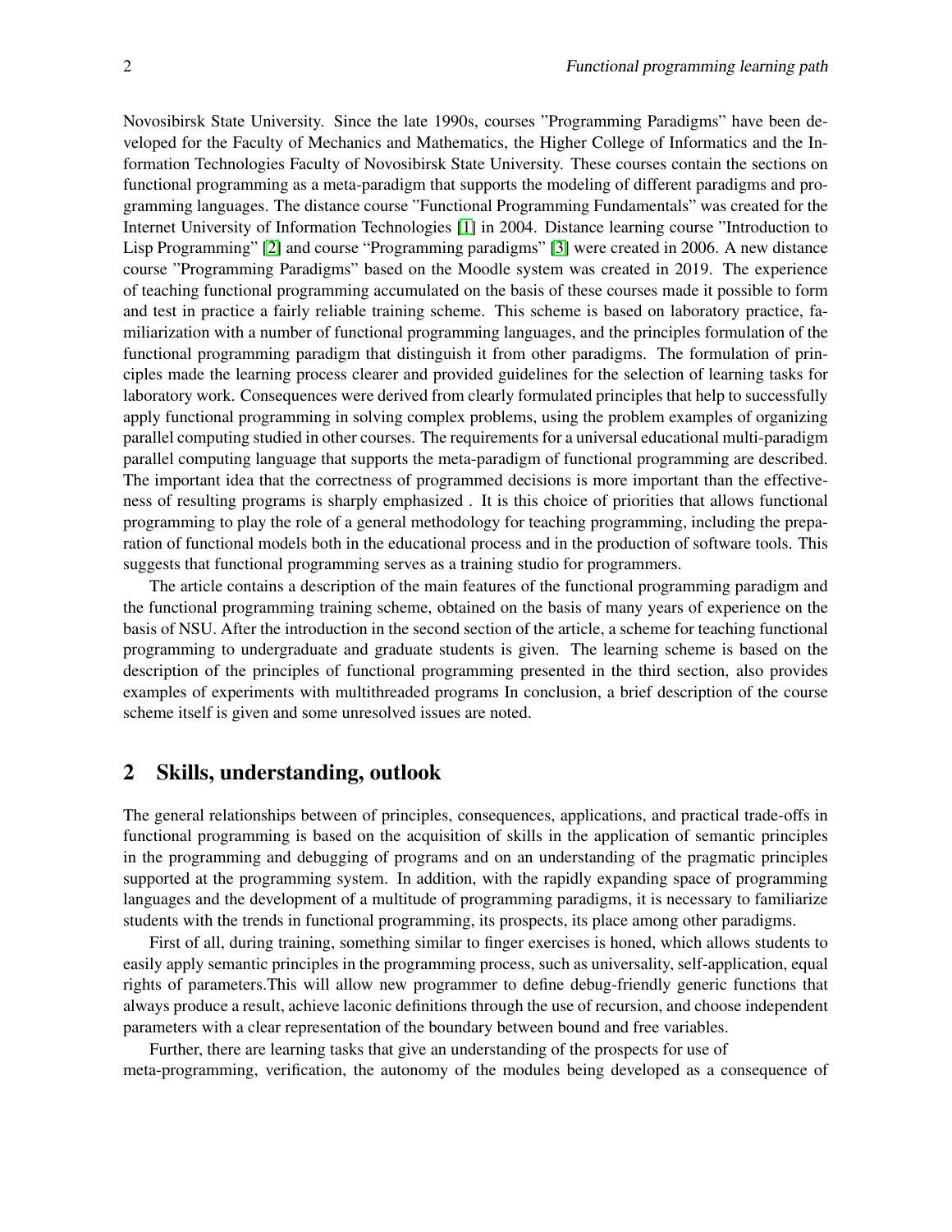Novosibirsk State University. Since the late 1990s, courses "Programming Paradigms" have been developed for the Faculty of Mechanics and Mathematics, the Higher College of Informatics and the Information Technologies Faculty of Novosibirsk State University. These courses contain the sections on functional programming as a meta-paradigm that supports the modeling of different paradigms and programming languages. The distance course "Functional Programming Fundamentals" was created for the Internet University of Information Technologies [1] in 2004. Distance learning course "Introduction to Lisp Programming" [2] and course "Programming paradigms" [3] were created in 2006. A new distance course "Programming Paradigms" based on the Moodle system was created in 2019. The experience of teaching functional programming accumulated on the basis of these courses made it possible to form and test in practice a fairly reliable training scheme. This scheme is based on laboratory practice, familiarization with a number of functional programming languages, and the principles formulation of the functional programming paradigm that distinguish it from other paradigms. The formulation of principles made the learning process clearer and provided guidelines for the selection of learning tasks for laboratory work. Consequences were derived from clearly formulated principles that help to successfully apply functional programming in solving complex problems, using the problem examples of organizing parallel computing studied in other courses. The requirements for a universal educational multi-paradigm parallel computing language that supports the meta-paradigm of functional programming are described. The important idea that the correctness of programmed decisions is more important than the effectiveness of resulting programs is sharply emphasized . It is this choice of priorities that allows functional programming to play the role of a general methodology for teaching programming, including the preparation of functional models both in the educational process and in the production of software tools. This suggests that functional programming serves as a training studio for programmers.

The article contains a description of the main features of the functional programming paradigm and the functional programming training scheme, obtained on the basis of many years of experience on the basis of NSU. After the introduction in the second section of the article, a scheme for teaching functional programming to undergraduate and graduate students is given. The learning scheme is based on the description of the principles of functional programming presented in the third section, also provides examples of experiments with multithreaded programs In conclusion, a brief description of the course scheme itself is given and some unresolved issues are noted.

## 2 Skills, understanding, outlook

The general relationships between of principles, consequences, applications, and practical trade-offs in functional programming is based on the acquisition of skills in the application of semantic principles in the programming and debugging of programs and on an understanding of the pragmatic principles supported at the programming system. In addition, with the rapidly expanding space of programming languages and the development of a multitude of programming paradigms, it is necessary to familiarize students with the trends in functional programming, its prospects, its place among other paradigms.

First of all, during training, something similar to finger exercises is honed, which allows students to easily apply semantic principles in the programming process, such as universality, self-application, equal rights of parameters.This will allow new programmer to define debug-friendly generic functions that always produce a result, achieve laconic definitions through the use of recursion, and choose independent parameters with a clear representation of the boundary between bound and free variables.

Further, there are learning tasks that give an understanding of the prospects for use of meta-programming, verification, the autonomy of the modules being developed as a consequence of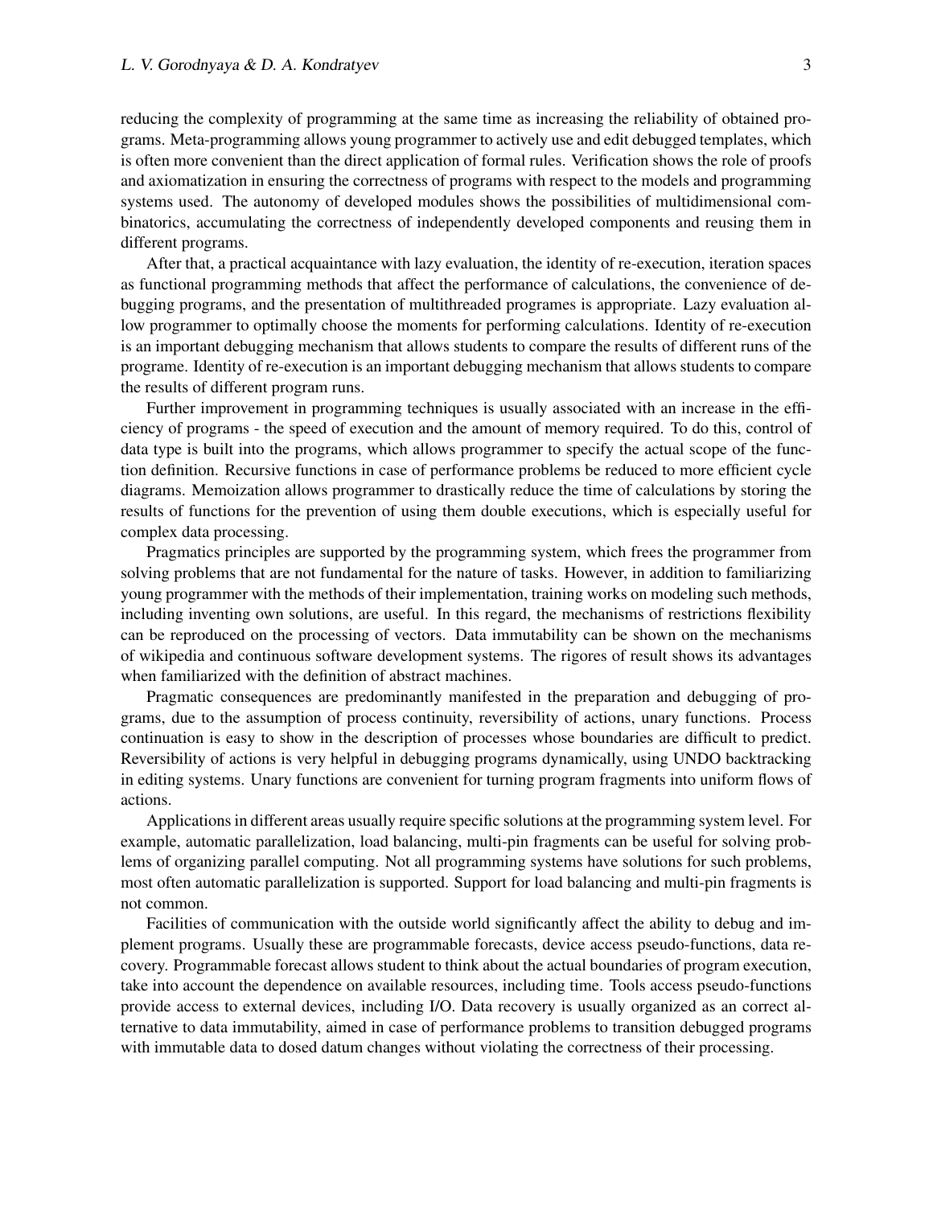reducing the complexity of programming at the same time as increasing the reliability of obtained programs. Meta-programming allows young programmer to actively use and edit debugged templates, which is often more convenient than the direct application of formal rules. Verification shows the role of proofs and axiomatization in ensuring the correctness of programs with respect to the models and programming systems used. The autonomy of developed modules shows the possibilities of multidimensional combinatorics, accumulating the correctness of independently developed components and reusing them in different programs.

After that, a practical acquaintance with lazy evaluation, the identity of re-execution, iteration spaces as functional programming methods that affect the performance of calculations, the convenience of debugging programs, and the presentation of multithreaded programes is appropriate. Lazy evaluation allow programmer to optimally choose the moments for performing calculations. Identity of re-execution is an important debugging mechanism that allows students to compare the results of different runs of the programe. Identity of re-execution is an important debugging mechanism that allows students to compare the results of different program runs.

Further improvement in programming techniques is usually associated with an increase in the efficiency of programs - the speed of execution and the amount of memory required. To do this, control of data type is built into the programs, which allows programmer to specify the actual scope of the function definition. Recursive functions in case of performance problems be reduced to more efficient cycle diagrams. Memoization allows programmer to drastically reduce the time of calculations by storing the results of functions for the prevention of using them double executions, which is especially useful for complex data processing.

Pragmatics principles are supported by the programming system, which frees the programmer from solving problems that are not fundamental for the nature of tasks. However, in addition to familiarizing young programmer with the methods of their implementation, training works on modeling such methods, including inventing own solutions, are useful. In this regard, the mechanisms of restrictions flexibility can be reproduced on the processing of vectors. Data immutability can be shown on the mechanisms of wikipedia and continuous software development systems. The rigores of result shows its advantages when familiarized with the definition of abstract machines.

Pragmatic consequences are predominantly manifested in the preparation and debugging of programs, due to the assumption of process continuity, reversibility of actions, unary functions. Process continuation is easy to show in the description of processes whose boundaries are difficult to predict. Reversibility of actions is very helpful in debugging programs dynamically, using UNDO backtracking in editing systems. Unary functions are convenient for turning program fragments into uniform flows of actions.

Applications in different areas usually require specific solutions at the programming system level. For example, automatic parallelization, load balancing, multi-pin fragments can be useful for solving problems of organizing parallel computing. Not all programming systems have solutions for such problems, most often automatic parallelization is supported. Support for load balancing and multi-pin fragments is not common.

Facilities of communication with the outside world significantly affect the ability to debug and implement programs. Usually these are programmable forecasts, device access pseudo-functions, data recovery. Programmable forecast allows student to think about the actual boundaries of program execution, take into account the dependence on available resources, including time. Tools access pseudo-functions provide access to external devices, including I/O. Data recovery is usually organized as an correct alternative to data immutability, aimed in case of performance problems to transition debugged programs with immutable data to dosed datum changes without violating the correctness of their processing.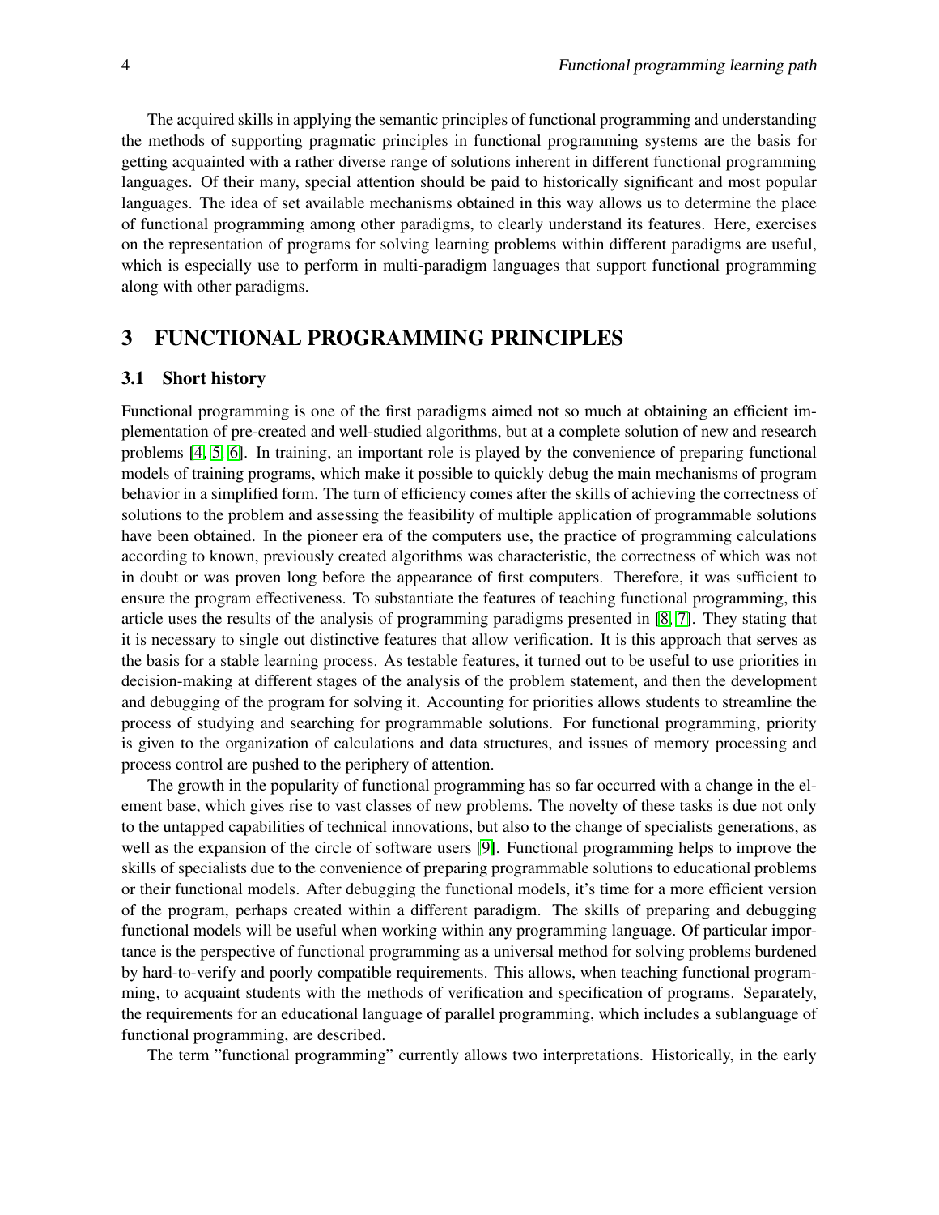The acquired skills in applying the semantic principles of functional programming and understanding the methods of supporting pragmatic principles in functional programming systems are the basis for getting acquainted with a rather diverse range of solutions inherent in different functional programming languages. Of their many, special attention should be paid to historically significant and most popular languages. The idea of set available mechanisms obtained in this way allows us to determine the place of functional programming among other paradigms, to clearly understand its features. Here, exercises on the representation of programs for solving learning problems within different paradigms are useful, which is especially use to perform in multi-paradigm languages that support functional programming along with other paradigms.

# 3 FUNCTIONAL PROGRAMMING PRINCIPLES

## 3.1 Short history

Functional programming is one of the first paradigms aimed not so much at obtaining an efficient implementation of pre-created and well-studied algorithms, but at a complete solution of new and research problems [4, 5, 6]. In training, an important role is played by the convenience of preparing functional models of training programs, which make it possible to quickly debug the main mechanisms of program behavior in a simplified form. The turn of efficiency comes after the skills of achieving the correctness of solutions to the problem and assessing the feasibility of multiple application of programmable solutions have been obtained. In the pioneer era of the computers use, the practice of programming calculations according to known, previously created algorithms was characteristic, the correctness of which was not in doubt or was proven long before the appearance of first computers. Therefore, it was sufficient to ensure the program effectiveness. To substantiate the features of teaching functional programming, this article uses the results of the analysis of programming paradigms presented in [8, 7]. They stating that it is necessary to single out distinctive features that allow verification. It is this approach that serves as the basis for a stable learning process. As testable features, it turned out to be useful to use priorities in decision-making at different stages of the analysis of the problem statement, and then the development and debugging of the program for solving it. Accounting for priorities allows students to streamline the process of studying and searching for programmable solutions. For functional programming, priority is given to the organization of calculations and data structures, and issues of memory processing and process control are pushed to the periphery of attention.

The growth in the popularity of functional programming has so far occurred with a change in the element base, which gives rise to vast classes of new problems. The novelty of these tasks is due not only to the untapped capabilities of technical innovations, but also to the change of specialists generations, as well as the expansion of the circle of software users [9]. Functional programming helps to improve the skills of specialists due to the convenience of preparing programmable solutions to educational problems or their functional models. After debugging the functional models, it's time for a more efficient version of the program, perhaps created within a different paradigm. The skills of preparing and debugging functional models will be useful when working within any programming language. Of particular importance is the perspective of functional programming as a universal method for solving problems burdened by hard-to-verify and poorly compatible requirements. This allows, when teaching functional programming, to acquaint students with the methods of verification and specification of programs. Separately, the requirements for an educational language of parallel programming, which includes a sublanguage of functional programming, are described.

The term "functional programming" currently allows two interpretations. Historically, in the early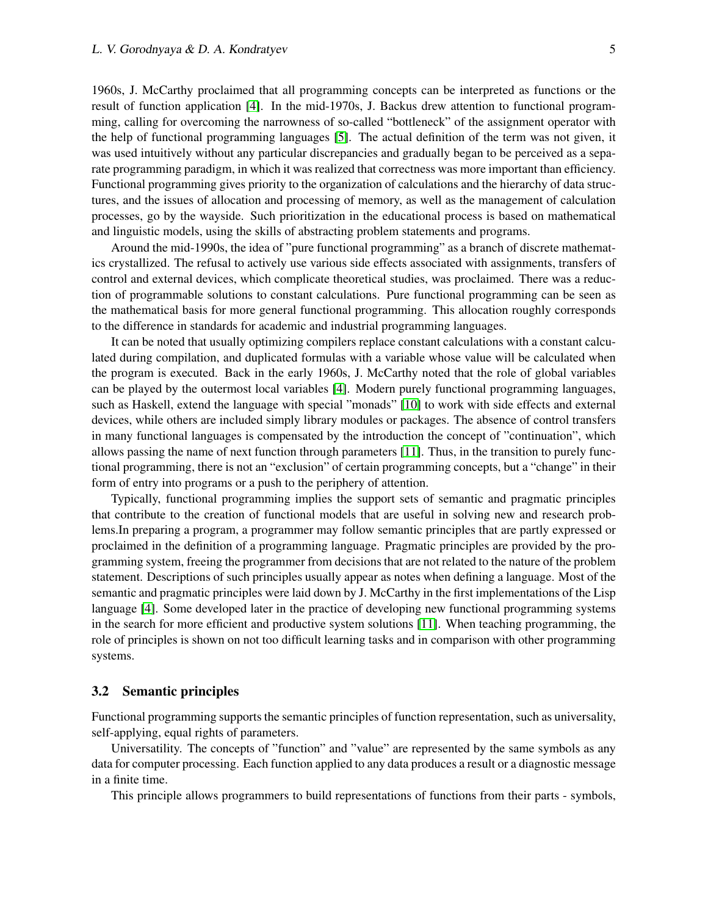1960s, J. McCarthy proclaimed that all programming concepts can be interpreted as functions or the result of function application [4]. In the mid-1970s, J. Backus drew attention to functional programming, calling for overcoming the narrowness of so-called "bottleneck" of the assignment operator with the help of functional programming languages [5]. The actual definition of the term was not given, it was used intuitively without any particular discrepancies and gradually began to be perceived as a separate programming paradigm, in which it was realized that correctness was more important than efficiency. Functional programming gives priority to the organization of calculations and the hierarchy of data structures, and the issues of allocation and processing of memory, as well as the management of calculation processes, go by the wayside. Such prioritization in the educational process is based on mathematical and linguistic models, using the skills of abstracting problem statements and programs.

Around the mid-1990s, the idea of "pure functional programming" as a branch of discrete mathematics crystallized. The refusal to actively use various side effects associated with assignments, transfers of control and external devices, which complicate theoretical studies, was proclaimed. There was a reduction of programmable solutions to constant calculations. Pure functional programming can be seen as the mathematical basis for more general functional programming. This allocation roughly corresponds to the difference in standards for academic and industrial programming languages.

It can be noted that usually optimizing compilers replace constant calculations with a constant calculated during compilation, and duplicated formulas with a variable whose value will be calculated when the program is executed. Back in the early 1960s, J. McCarthy noted that the role of global variables can be played by the outermost local variables [4]. Modern purely functional programming languages, such as Haskell, extend the language with special "monads" [10] to work with side effects and external devices, while others are included simply library modules or packages. The absence of control transfers in many functional languages is compensated by the introduction the concept of "continuation", which allows passing the name of next function through parameters [11]. Thus, in the transition to purely functional programming, there is not an "exclusion" of certain programming concepts, but a "change" in their form of entry into programs or a push to the periphery of attention.

Typically, functional programming implies the support sets of semantic and pragmatic principles that contribute to the creation of functional models that are useful in solving new and research problems.In preparing a program, a programmer may follow semantic principles that are partly expressed or proclaimed in the definition of a programming language. Pragmatic principles are provided by the programming system, freeing the programmer from decisions that are not related to the nature of the problem statement. Descriptions of such principles usually appear as notes when defining a language. Most of the semantic and pragmatic principles were laid down by J. McCarthy in the first implementations of the Lisp language [4]. Some developed later in the practice of developing new functional programming systems in the search for more efficient and productive system solutions [11]. When teaching programming, the role of principles is shown on not too difficult learning tasks and in comparison with other programming systems.

### 3.2 Semantic principles

Functional programming supports the semantic principles of function representation, such as universality, self-applying, equal rights of parameters.

Universatility. The concepts of "function" and "value" are represented by the same symbols as any data for computer processing. Each function applied to any data produces a result or a diagnostic message in a finite time.

This principle allows programmers to build representations of functions from their parts - symbols,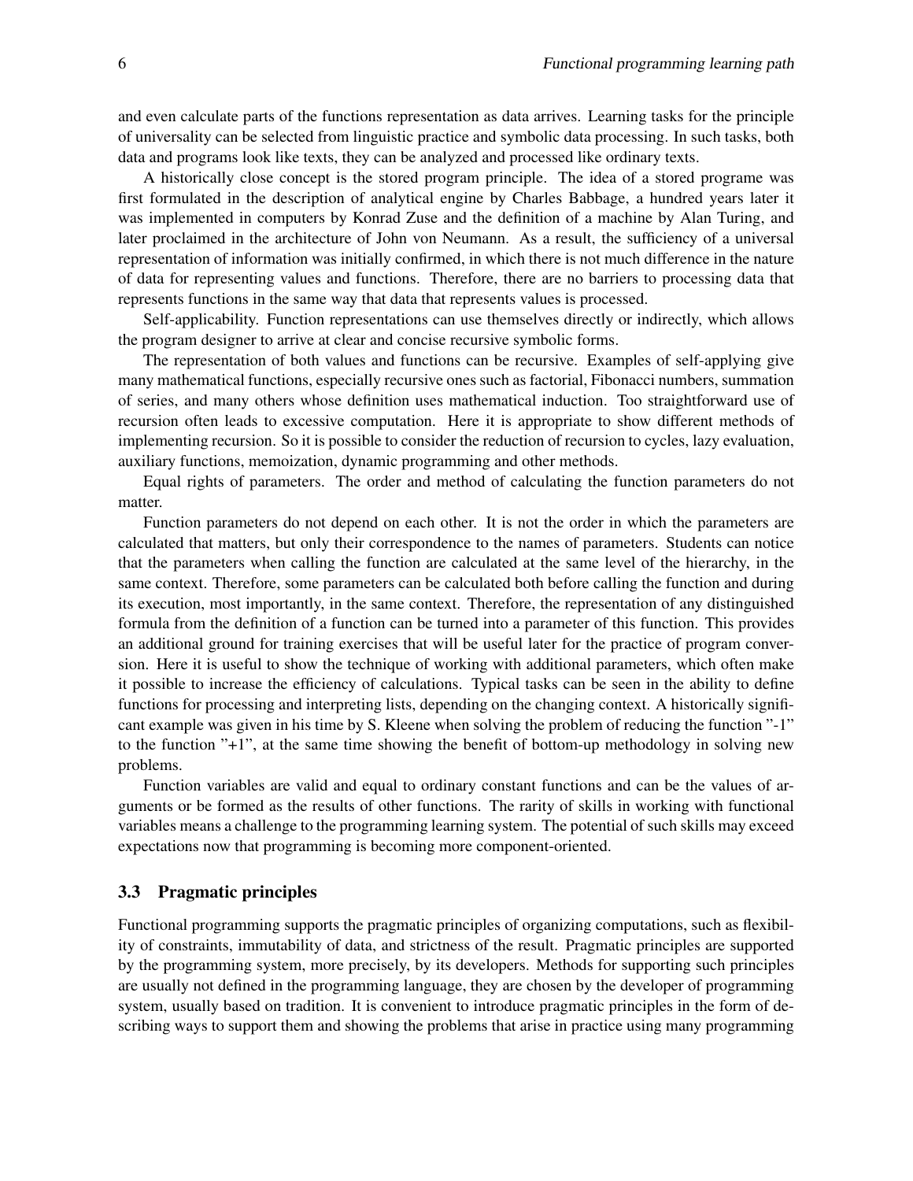and even calculate parts of the functions representation as data arrives. Learning tasks for the principle of universality can be selected from linguistic practice and symbolic data processing. In such tasks, both data and programs look like texts, they can be analyzed and processed like ordinary texts.

A historically close concept is the stored program principle. The idea of a stored programe was first formulated in the description of analytical engine by Charles Babbage, a hundred years later it was implemented in computers by Konrad Zuse and the definition of a machine by Alan Turing, and later proclaimed in the architecture of John von Neumann. As a result, the sufficiency of a universal representation of information was initially confirmed, in which there is not much difference in the nature of data for representing values and functions. Therefore, there are no barriers to processing data that represents functions in the same way that data that represents values is processed.

Self-applicability. Function representations can use themselves directly or indirectly, which allows the program designer to arrive at clear and concise recursive symbolic forms.

The representation of both values and functions can be recursive. Examples of self-applying give many mathematical functions, especially recursive ones such as factorial, Fibonacci numbers, summation of series, and many others whose definition uses mathematical induction. Too straightforward use of recursion often leads to excessive computation. Here it is appropriate to show different methods of implementing recursion. So it is possible to consider the reduction of recursion to cycles, lazy evaluation, auxiliary functions, memoization, dynamic programming and other methods.

Equal rights of parameters. The order and method of calculating the function parameters do not matter.

Function parameters do not depend on each other. It is not the order in which the parameters are calculated that matters, but only their correspondence to the names of parameters. Students can notice that the parameters when calling the function are calculated at the same level of the hierarchy, in the same context. Therefore, some parameters can be calculated both before calling the function and during its execution, most importantly, in the same context. Therefore, the representation of any distinguished formula from the definition of a function can be turned into a parameter of this function. This provides an additional ground for training exercises that will be useful later for the practice of program conversion. Here it is useful to show the technique of working with additional parameters, which often make it possible to increase the efficiency of calculations. Typical tasks can be seen in the ability to define functions for processing and interpreting lists, depending on the changing context. A historically significant example was given in his time by S. Kleene when solving the problem of reducing the function "-1" to the function "+1", at the same time showing the benefit of bottom-up methodology in solving new problems.

Function variables are valid and equal to ordinary constant functions and can be the values of arguments or be formed as the results of other functions. The rarity of skills in working with functional variables means a challenge to the programming learning system. The potential of such skills may exceed expectations now that programming is becoming more component-oriented.

### 3.3 Pragmatic principles

Functional programming supports the pragmatic principles of organizing computations, such as flexibility of constraints, immutability of data, and strictness of the result. Pragmatic principles are supported by the programming system, more precisely, by its developers. Methods for supporting such principles are usually not defined in the programming language, they are chosen by the developer of programming system, usually based on tradition. It is convenient to introduce pragmatic principles in the form of describing ways to support them and showing the problems that arise in practice using many programming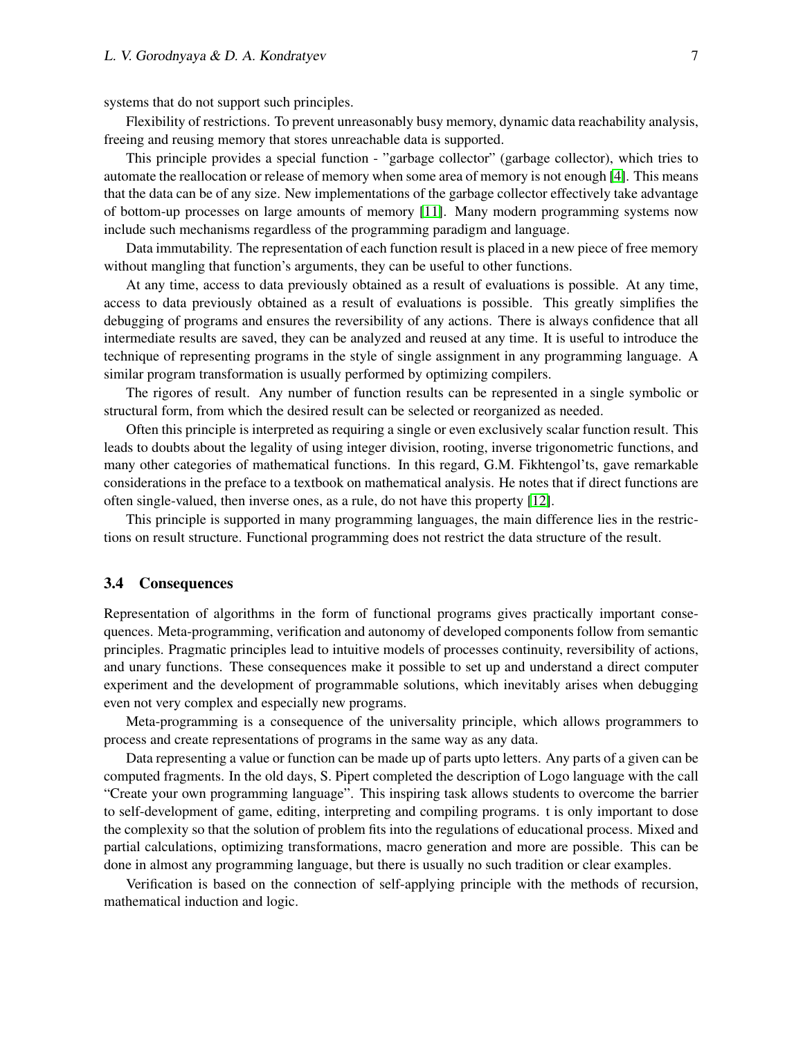systems that do not support such principles.

Flexibility of restrictions. To prevent unreasonably busy memory, dynamic data reachability analysis, freeing and reusing memory that stores unreachable data is supported.

This principle provides a special function - "garbage collector" (garbage collector), which tries to automate the reallocation or release of memory when some area of memory is not enough [4]. This means that the data can be of any size. New implementations of the garbage collector effectively take advantage of bottom-up processes on large amounts of memory [11]. Many modern programming systems now include such mechanisms regardless of the programming paradigm and language.

Data immutability. The representation of each function result is placed in a new piece of free memory without mangling that function's arguments, they can be useful to other functions.

At any time, access to data previously obtained as a result of evaluations is possible. At any time, access to data previously obtained as a result of evaluations is possible. This greatly simplifies the debugging of programs and ensures the reversibility of any actions. There is always confidence that all intermediate results are saved, they can be analyzed and reused at any time. It is useful to introduce the technique of representing programs in the style of single assignment in any programming language. A similar program transformation is usually performed by optimizing compilers.

The rigores of result. Any number of function results can be represented in a single symbolic or structural form, from which the desired result can be selected or reorganized as needed.

Often this principle is interpreted as requiring a single or even exclusively scalar function result. This leads to doubts about the legality of using integer division, rooting, inverse trigonometric functions, and many other categories of mathematical functions. In this regard, G.M. Fikhtengol'ts, gave remarkable considerations in the preface to a textbook on mathematical analysis. He notes that if direct functions are often single-valued, then inverse ones, as a rule, do not have this property [12].

This principle is supported in many programming languages, the main difference lies in the restrictions on result structure. Functional programming does not restrict the data structure of the result.

### 3.4 Consequences

Representation of algorithms in the form of functional programs gives practically important consequences. Meta-programming, verification and autonomy of developed components follow from semantic principles. Pragmatic principles lead to intuitive models of processes continuity, reversibility of actions, and unary functions. These consequences make it possible to set up and understand a direct computer experiment and the development of programmable solutions, which inevitably arises when debugging even not very complex and especially new programs.

Meta-programming is a consequence of the universality principle, which allows programmers to process and create representations of programs in the same way as any data.

Data representing a value or function can be made up of parts upto letters. Any parts of a given can be computed fragments. In the old days, S. Pipert completed the description of Logo language with the call "Create your own programming language". This inspiring task allows students to overcome the barrier to self-development of game, editing, interpreting and compiling programs. t is only important to dose the complexity so that the solution of problem fits into the regulations of educational process. Mixed and partial calculations, optimizing transformations, macro generation and more are possible. This can be done in almost any programming language, but there is usually no such tradition or clear examples.

Verification is based on the connection of self-applying principle with the methods of recursion, mathematical induction and logic.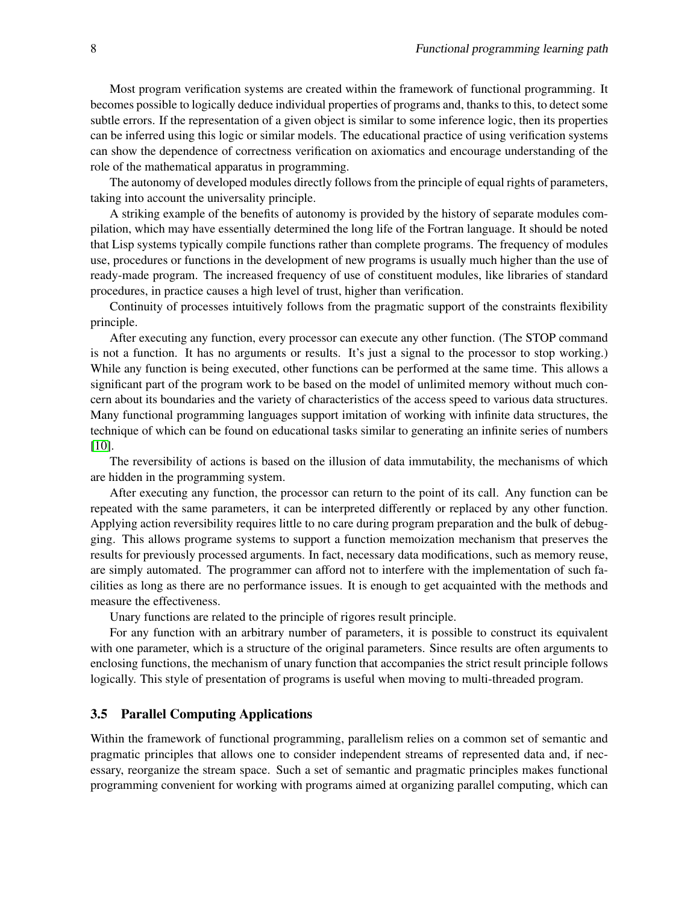Most program verification systems are created within the framework of functional programming. It becomes possible to logically deduce individual properties of programs and, thanks to this, to detect some subtle errors. If the representation of a given object is similar to some inference logic, then its properties can be inferred using this logic or similar models. The educational practice of using verification systems can show the dependence of correctness verification on axiomatics and encourage understanding of the role of the mathematical apparatus in programming.

The autonomy of developed modules directly follows from the principle of equal rights of parameters, taking into account the universality principle.

A striking example of the benefits of autonomy is provided by the history of separate modules compilation, which may have essentially determined the long life of the Fortran language. It should be noted that Lisp systems typically compile functions rather than complete programs. The frequency of modules use, procedures or functions in the development of new programs is usually much higher than the use of ready-made program. The increased frequency of use of constituent modules, like libraries of standard procedures, in practice causes a high level of trust, higher than verification.

Continuity of processes intuitively follows from the pragmatic support of the constraints flexibility principle.

After executing any function, every processor can execute any other function. (The STOP command is not a function. It has no arguments or results. It's just a signal to the processor to stop working.) While any function is being executed, other functions can be performed at the same time. This allows a significant part of the program work to be based on the model of unlimited memory without much concern about its boundaries and the variety of characteristics of the access speed to various data structures. Many functional programming languages support imitation of working with infinite data structures, the technique of which can be found on educational tasks similar to generating an infinite series of numbers [10].

The reversibility of actions is based on the illusion of data immutability, the mechanisms of which are hidden in the programming system.

After executing any function, the processor can return to the point of its call. Any function can be repeated with the same parameters, it can be interpreted differently or replaced by any other function. Applying action reversibility requires little to no care during program preparation and the bulk of debugging. This allows programe systems to support a function memoization mechanism that preserves the results for previously processed arguments. In fact, necessary data modifications, such as memory reuse, are simply automated. The programmer can afford not to interfere with the implementation of such facilities as long as there are no performance issues. It is enough to get acquainted with the methods and measure the effectiveness.

Unary functions are related to the principle of rigores result principle.

For any function with an arbitrary number of parameters, it is possible to construct its equivalent with one parameter, which is a structure of the original parameters. Since results are often arguments to enclosing functions, the mechanism of unary function that accompanies the strict result principle follows logically. This style of presentation of programs is useful when moving to multi-threaded program.

### 3.5 Parallel Computing Applications

Within the framework of functional programming, parallelism relies on a common set of semantic and pragmatic principles that allows one to consider independent streams of represented data and, if necessary, reorganize the stream space. Such a set of semantic and pragmatic principles makes functional programming convenient for working with programs aimed at organizing parallel computing, which can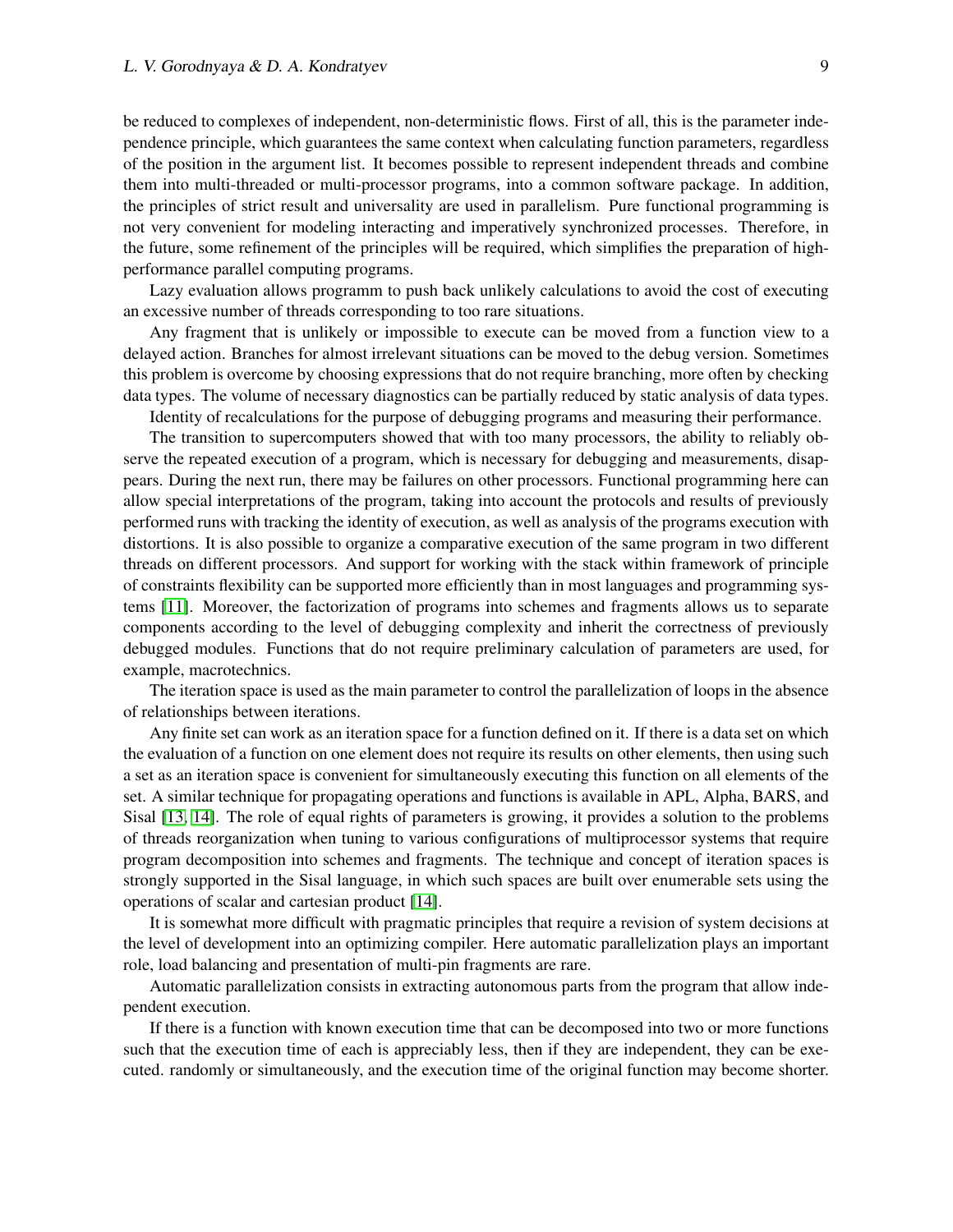be reduced to complexes of independent, non-deterministic flows. First of all, this is the parameter independence principle, which guarantees the same context when calculating function parameters, regardless of the position in the argument list. It becomes possible to represent independent threads and combine them into multi-threaded or multi-processor programs, into a common software package. In addition, the principles of strict result and universality are used in parallelism. Pure functional programming is not very convenient for modeling interacting and imperatively synchronized processes. Therefore, in the future, some refinement of the principles will be required, which simplifies the preparation of high-performance parallel computing programs.

Lazy evaluation allows programm to push back unlikely calculations to avoid the cost of executing an excessive number of threads corresponding to too rare situations.

Any fragment that is unlikely or impossible to execute can be moved from a function view to a delayed action. Branches for almost irrelevant situations can be moved to the debug version. Sometimes this problem is overcome by choosing expressions that do not require branching, more often by checking data types. The volume of necessary diagnostics can be partially reduced by static analysis of data types.

Identity of recalculations for the purpose of debugging programs and measuring their performance.

The transition to supercomputers showed that with too many processors, the ability to reliably observe the repeated execution of a program, which is necessary for debugging and measurements, disappears. During the next run, there may be failures on other processors. Functional programming here can allow special interpretations of the program, taking into account the protocols and results of previously performed runs with tracking the identity of execution, as well as analysis of the programs execution with distortions. It is also possible to organize a comparative execution of the same program in two different threads on different processors. And support for working with the stack within framework of principle of constraints flexibility can be supported more efficiently than in most languages and programming systems [11]. Moreover, the factorization of programs into schemes and fragments allows us to separate components according to the level of debugging complexity and inherit the correctness of previously debugged modules. Functions that do not require preliminary calculation of parameters are used, for example, macrotechnics.

The iteration space is used as the main parameter to control the parallelization of loops in the absence of relationships between iterations.

Any finite set can work as an iteration space for a function defined on it. If there is a data set on which the evaluation of a function on one element does not require its results on other elements, then using such a set as an iteration space is convenient for simultaneously executing this function on all elements of the set. A similar technique for propagating operations and functions is available in APL, Alpha, BARS, and Sisal [13, 14]. The role of equal rights of parameters is growing, it provides a solution to the problems of threads reorganization when tuning to various configurations of multiprocessor systems that require program decomposition into schemes and fragments. The technique and concept of iteration spaces is strongly supported in the Sisal language, in which such spaces are built over enumerable sets using the operations of scalar and cartesian product [14].

It is somewhat more difficult with pragmatic principles that require a revision of system decisions at the level of development into an optimizing compiler. Here automatic parallelization plays an important role, load balancing and presentation of multi-pin fragments are rare.

Automatic parallelization consists in extracting autonomous parts from the program that allow independent execution.

If there is a function with known execution time that can be decomposed into two or more functions such that the execution time of each is appreciably less, then if they are independent, they can be executed. randomly or simultaneously, and the execution time of the original function may become shorter.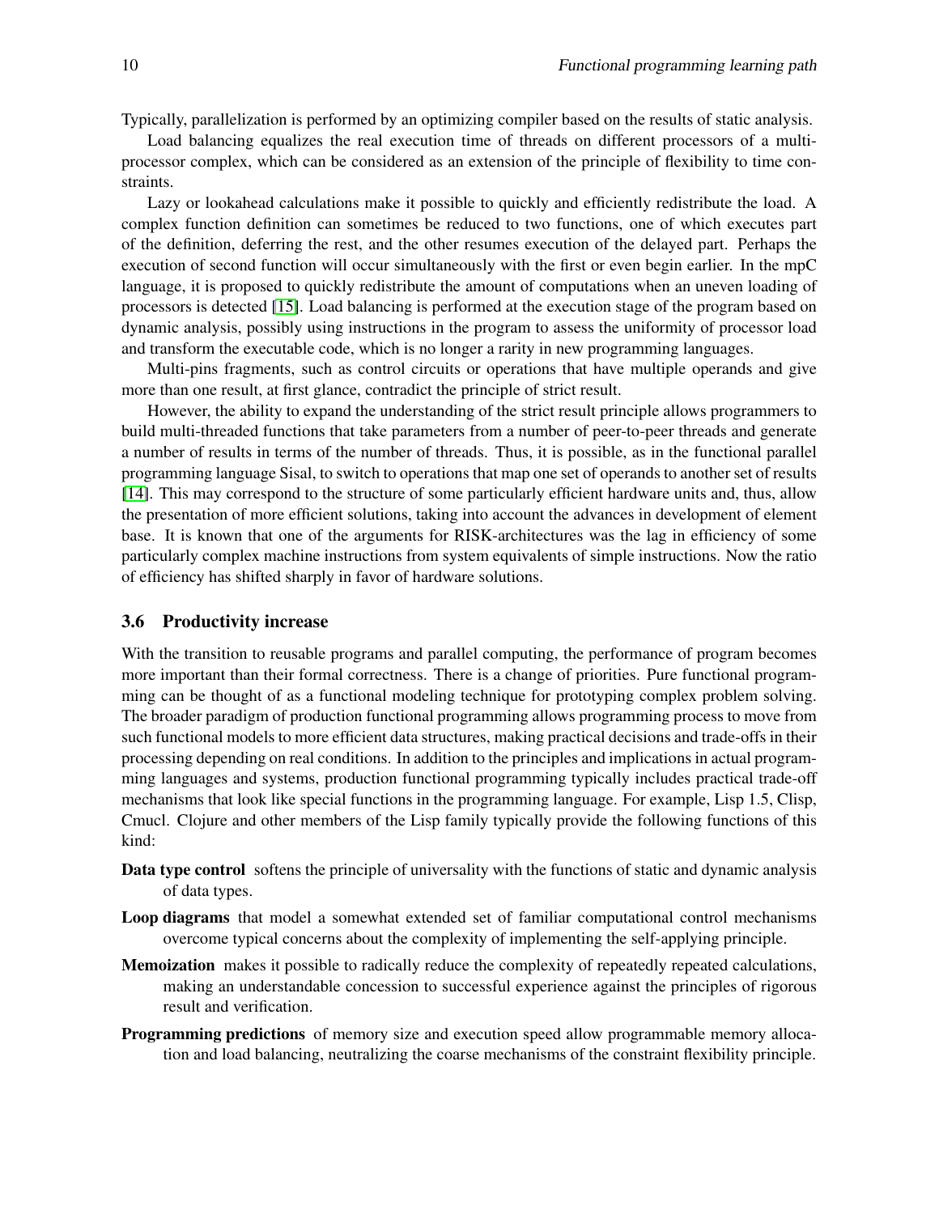Typically, parallelization is performed by an optimizing compiler based on the results of static analysis.

Load balancing equalizes the real execution time of threads on different processors of a multi-processor complex, which can be considered as an extension of the principle of flexibility to time constraints.

Lazy or lookahead calculations make it possible to quickly and efficiently redistribute the load. A complex function definition can sometimes be reduced to two functions, one of which executes part of the definition, deferring the rest, and the other resumes execution of the delayed part. Perhaps the execution of second function will occur simultaneously with the first or even begin earlier. In the mpC language, it is proposed to quickly redistribute the amount of computations when an uneven loading of processors is detected [15]. Load balancing is performed at the execution stage of the program based on dynamic analysis, possibly using instructions in the program to assess the uniformity of processor load and transform the executable code, which is no longer a rarity in new programming languages.

Multi-pins fragments, such as control circuits or operations that have multiple operands and give more than one result, at first glance, contradict the principle of strict result.

However, the ability to expand the understanding of the strict result principle allows programmers to build multi-threaded functions that take parameters from a number of peer-to-peer threads and generate a number of results in terms of the number of threads. Thus, it is possible, as in the functional parallel programming language Sisal, to switch to operations that map one set of operands to another set of results [14]. This may correspond to the structure of some particularly efficient hardware units and, thus, allow the presentation of more efficient solutions, taking into account the advances in development of element base. It is known that one of the arguments for RISK-architectures was the lag in efficiency of some particularly complex machine instructions from system equivalents of simple instructions. Now the ratio of efficiency has shifted sharply in favor of hardware solutions.

### 3.6 Productivity increase

With the transition to reusable programs and parallel computing, the performance of program becomes more important than their formal correctness. There is a change of priorities. Pure functional programming can be thought of as a functional modeling technique for prototyping complex problem solving. The broader paradigm of production functional programming allows programming process to move from such functional models to more efficient data structures, making practical decisions and trade-offs in their processing depending on real conditions. In addition to the principles and implications in actual programming languages and systems, production functional programming typically includes practical trade-off mechanisms that look like special functions in the programming language. For example, Lisp 1.5, Clisp, Cmucl. Clojure and other members of the Lisp family typically provide the following functions of this kind:

**Data type control** softens the principle of universality with the functions of static and dynamic analysis of data types.

**Loop diagrams** that model a somewhat extended set of familiar computational control mechanisms overcome typical concerns about the complexity of implementing the self-applying principle.

**Memoization** makes it possible to radically reduce the complexity of repeatedly repeated calculations, making an understandable concession to successful experience against the principles of rigorous result and verification.

**Programming predictions** of memory size and execution speed allow programmable memory allocation and load balancing, neutralizing the coarse mechanisms of the constraint flexibility principle.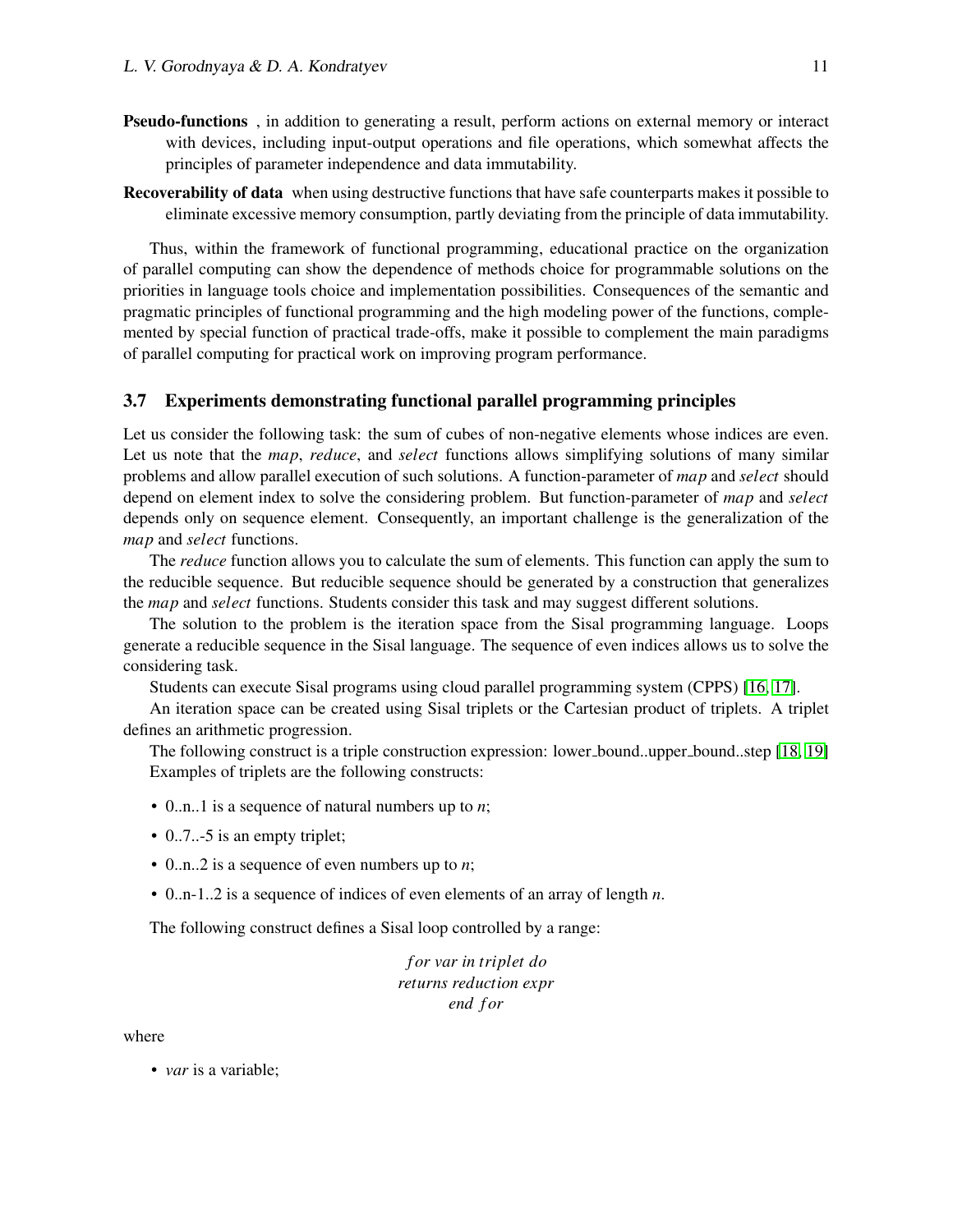**Pseudo-functions** , in addition to generating a result, perform actions on external memory or interact with devices, including input-output operations and file operations, which somewhat affects the principles of parameter independence and data immutability.

**Recoverability of data** when using destructive functions that have safe counterparts makes it possible to eliminate excessive memory consumption, partly deviating from the principle of data immutability.

Thus, within the framework of functional programming, educational practice on the organization of parallel computing can show the dependence of methods choice for programmable solutions on the priorities in language tools choice and implementation possibilities. Consequences of the semantic and pragmatic principles of functional programming and the high modeling power of the functions, complemented by special function of practical trade-offs, make it possible to complement the main paradigms of parallel computing for practical work on improving program performance.

### 3.7 Experiments demonstrating functional parallel programming principles

Let us consider the following task: the sum of cubes of non-negative elements whose indices are even. Let us note that the *map*, *reduce*, and *select* functions allows simplifying solutions of many similar problems and allow parallel execution of such solutions. A function-parameter of *map* and *select* should depend on element index to solve the considering problem. But function-parameter of *map* and *select* depends only on sequence element. Consequently, an important challenge is the generalization of the *map* and *select* functions.

The *reduce* function allows you to calculate the sum of elements. This function can apply the sum to the reducible sequence. But reducible sequence should be generated by a construction that generalizes the *map* and *select* functions. Students consider this task and may suggest different solutions.

The solution to the problem is the iteration space from the Sisal programming language. Loops generate a reducible sequence in the Sisal language. The sequence of even indices allows us to solve the considering task.

Students can execute Sisal programs using cloud parallel programming system (CPPS) [16, 17].

An iteration space can be created using Sisal triplets or the Cartesian product of triplets. A triplet defines an arithmetic progression.

The following construct is a triple construction expression: lower_bound..upper_bound..step [18, 19] Examples of triplets are the following constructs:

- 0..n..1 is a sequence of natural numbers up to *n*;
- 0..7..-5 is an empty triplet;
- 0..n..2 is a sequence of even numbers up to *n*;
- 0..n-1..2 is a sequence of indices of even elements of an array of length *n*.

The following construct defines a Sisal loop controlled by a range:

```
for var in triplet do
returns reduction expr
end for
```

where

- *var* is a variable;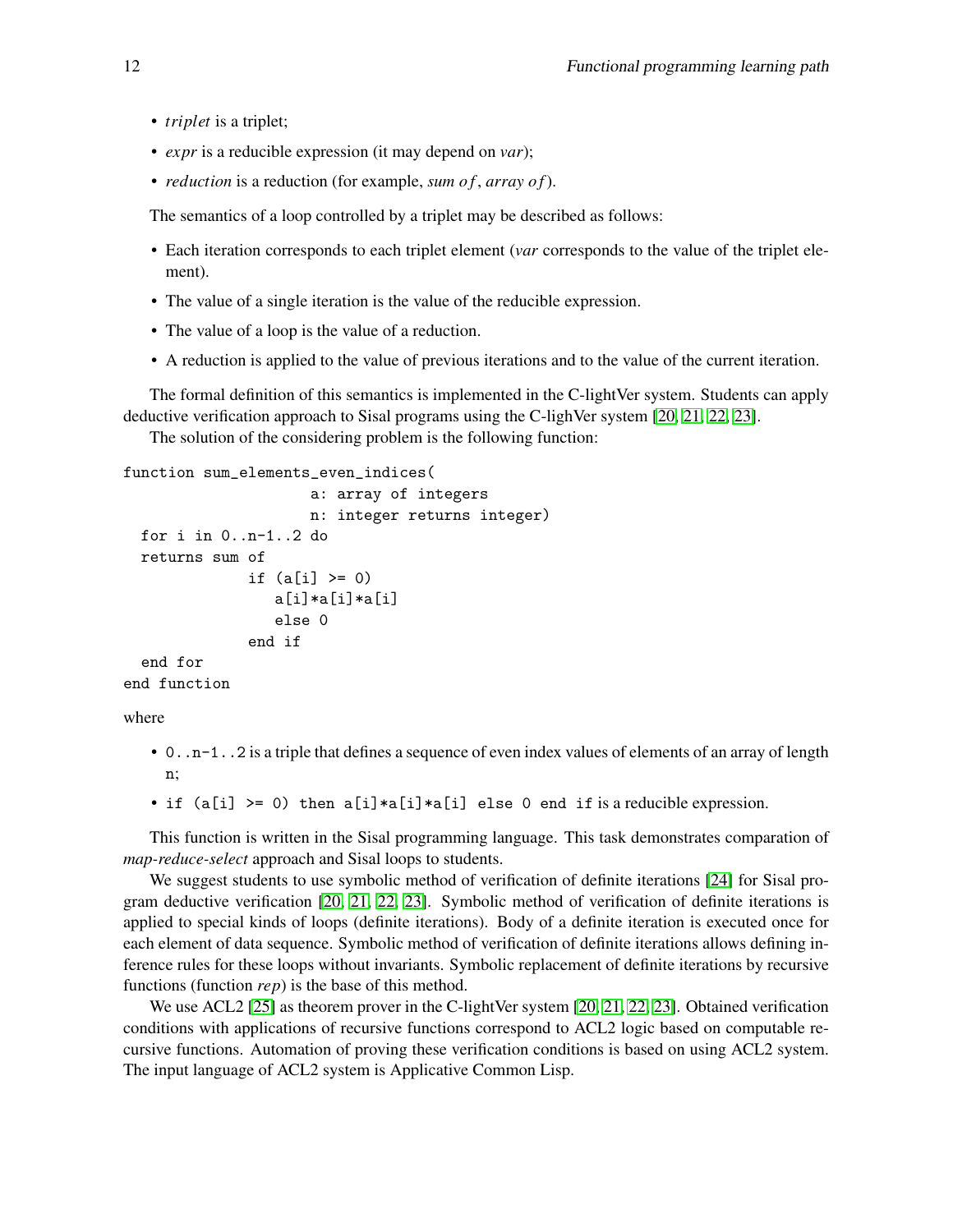- *triplet* is a triplet;
- *expr* is a reducible expression (it may depend on *var*);
- *reduction* is a reduction (for example, *sum of*, *array of*).

The semantics of a loop controlled by a triplet may be described as follows:

- Each iteration corresponds to each triplet element (*var* corresponds to the value of the triplet element).
- The value of a single iteration is the value of the reducible expression.
- The value of a loop is the value of a reduction.
- A reduction is applied to the value of previous iterations and to the value of the current iteration.

The formal definition of this semantics is implemented in the C-lightVer system. Students can apply deductive verification approach to Sisal programs using the C-lighVer system [20, 21, 22, 23].

The solution of the considering problem is the following function:

```
function sum_elements_even_indices(
                     a: array of integers
                     n: integer returns integer)
  for i in 0..n-1..2 do
  returns sum of
              if (a[i] >= 0)
                 a[i]*a[i]*a[i]
                 else 0
              end if
  end for
end function
```

where

- `0..n-1..2` is a triple that defines a sequence of even index values of elements of an array of length `n`;
- `if (a[i] >= 0) then a[i]*a[i]*a[i] else 0 end if` is a reducible expression.

This function is written in the Sisal programming language. This task demonstrates comparation of *map-reduce-select* approach and Sisal loops to students.

We suggest students to use symbolic method of verification of definite iterations [24] for Sisal program deductive verification [20, 21, 22, 23]. Symbolic method of verification of definite iterations is applied to special kinds of loops (definite iterations). Body of a definite iteration is executed once for each element of data sequence. Symbolic method of verification of definite iterations allows defining inference rules for these loops without invariants. Symbolic replacement of definite iterations by recursive functions (function *rep*) is the base of this method.

We use ACL2 [25] as theorem prover in the C-lightVer system [20, 21, 22, 23]. Obtained verification conditions with applications of recursive functions correspond to ACL2 logic based on computable recursive functions. Automation of proving these verification conditions is based on using ACL2 system. The input language of ACL2 system is Applicative Common Lisp.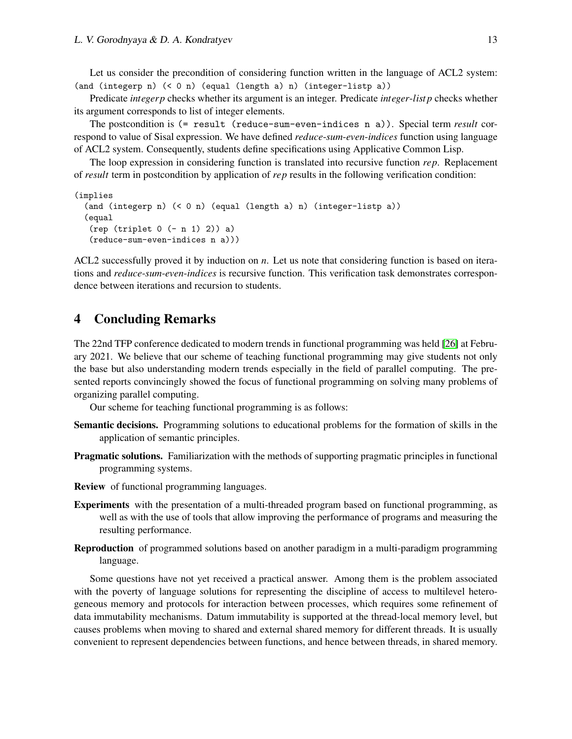Let us consider the precondition of considering function written in the language of ACL2 system: `(and (integerp n) (< 0 n) (equal (length a) n) (integer-listp a))`

Predicate *integerp* checks whether its argument is an integer. Predicate *integer-listp* checks whether its argument corresponds to list of integer elements.

The postcondition is `(= result (reduce-sum-even-indices n a))`. Special term *result* correspond to value of Sisal expression. We have defined *reduce-sum-even-indices* function using language of ACL2 system. Consequently, students define specifications using Applicative Common Lisp.

The loop expression in considering function is translated into recursive function *rep*. Replacement of *result* term in postcondition by application of *rep* results in the following verification condition:

```
(implies
  (and (integerp n) (< 0 n) (equal (length a) n) (integer-listp a))
  (equal
   (rep (triplet 0 (- n 1) 2)) a)
   (reduce-sum-even-indices n a)))
```

ACL2 successfully proved it by induction on *n*. Let us note that considering function is based on iterations and *reduce-sum-even-indices* is recursive function. This verification task demonstrates correspondence between iterations and recursion to students.

## 4 Concluding Remarks

The 22nd TFP conference dedicated to modern trends in functional programming was held [26] at February 2021. We believe that our scheme of teaching functional programming may give students not only the base but also understanding modern trends especially in the field of parallel computing. The presented reports convincingly showed the focus of functional programming on solving many problems of organizing parallel computing.

Our scheme for teaching functional programming is as follows:

**Semantic decisions.** Programming solutions to educational problems for the formation of skills in the application of semantic principles.

**Pragmatic solutions.** Familiarization with the methods of supporting pragmatic principles in functional programming systems.

**Review** of functional programming languages.

**Experiments** with the presentation of a multi-threaded program based on functional programming, as well as with the use of tools that allow improving the performance of programs and measuring the resulting performance.

**Reproduction** of programmed solutions based on another paradigm in a multi-paradigm programming language.

Some questions have not yet received a practical answer. Among them is the problem associated with the poverty of language solutions for representing the discipline of access to multilevel heterogeneous memory and protocols for interaction between processes, which requires some refinement of data immutability mechanisms. Datum immutability is supported at the thread-local memory level, but causes problems when moving to shared and external shared memory for different threads. It is usually convenient to represent dependencies between functions, and hence between threads, in shared memory.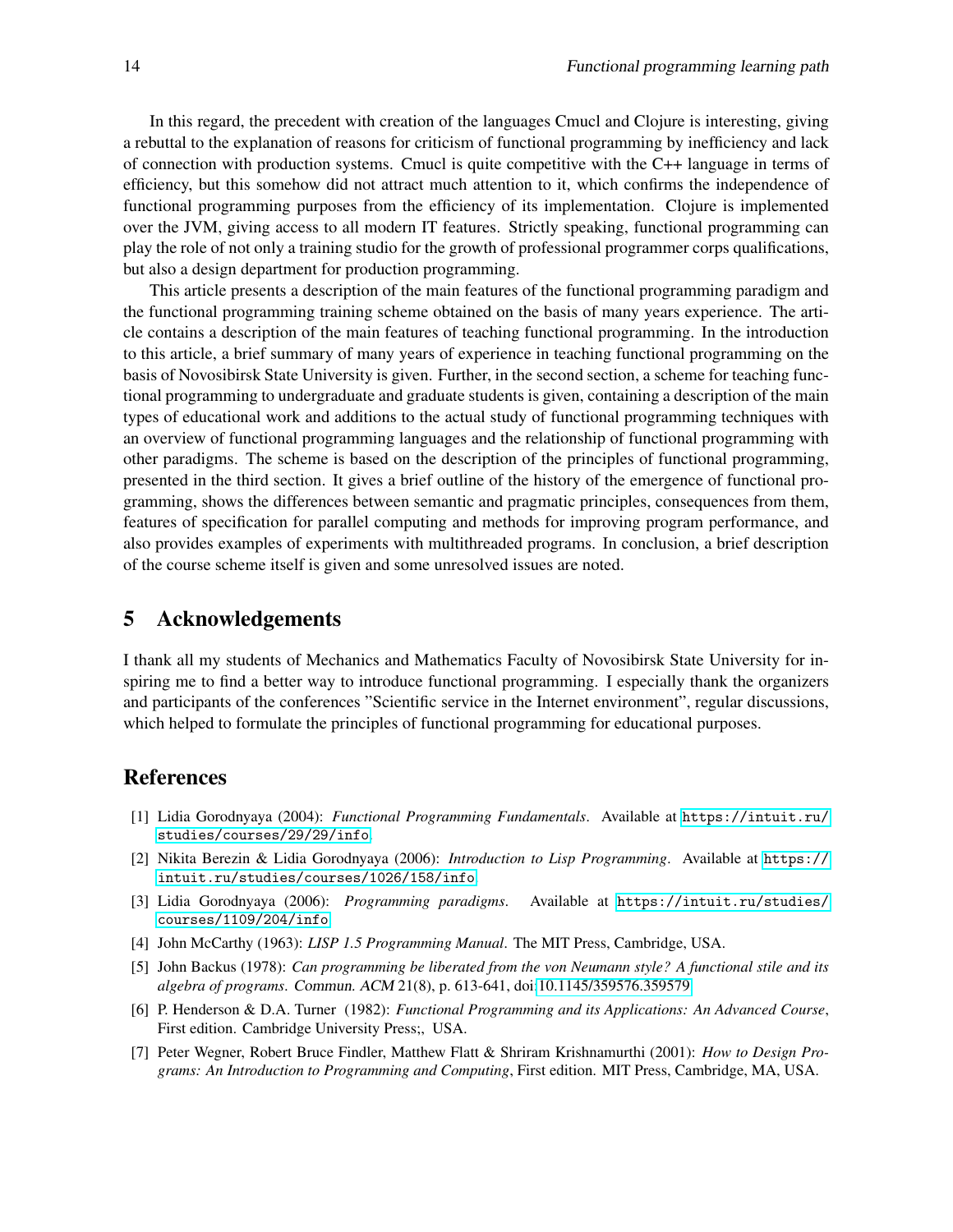In this regard, the precedent with creation of the languages Cmucl and Clojure is interesting, giving a rebuttal to the explanation of reasons for criticism of functional programming by inefficiency and lack of connection with production systems. Cmucl is quite competitive with the C++ language in terms of efficiency, but this somehow did not attract much attention to it, which confirms the independence of functional programming purposes from the efficiency of its implementation. Clojure is implemented over the JVM, giving access to all modern IT features. Strictly speaking, functional programming can play the role of not only a training studio for the growth of professional programmer corps qualifications, but also a design department for production programming.

This article presents a description of the main features of the functional programming paradigm and the functional programming training scheme obtained on the basis of many years experience. The article contains a description of the main features of teaching functional programming. In the introduction to this article, a brief summary of many years of experience in teaching functional programming on the basis of Novosibirsk State University is given. Further, in the second section, a scheme for teaching functional programming to undergraduate and graduate students is given, containing a description of the main types of educational work and additions to the actual study of functional programming techniques with an overview of functional programming languages and the relationship of functional programming with other paradigms. The scheme is based on the description of the principles of functional programming, presented in the third section. It gives a brief outline of the history of the emergence of functional programming, shows the differences between semantic and pragmatic principles, consequences from them, features of specification for parallel computing and methods for improving program performance, and also provides examples of experiments with multithreaded programs. In conclusion, a brief description of the course scheme itself is given and some unresolved issues are noted.

## 5 Acknowledgements

I thank all my students of Mechanics and Mathematics Faculty of Novosibirsk State University for inspiring me to find a better way to introduce functional programming. I especially thank the organizers and participants of the conferences "Scientific service in the Internet environment", regular discussions, which helped to formulate the principles of functional programming for educational purposes.

## References

[1] Lidia Gorodnyaya (2004): *Functional Programming Fundamentals*. Available at `https://intuit.ru/studies/courses/29/29/info`.

[2] Nikita Berezin & Lidia Gorodnyaya (2006): *Introduction to Lisp Programming*. Available at `https://intuit.ru/studies/courses/1026/158/info`.

[3] Lidia Gorodnyaya (2006): *Programming paradigms*. Available at `https://intuit.ru/studies/courses/1109/204/info`.

[4] John McCarthy (1963): *LISP 1.5 Programming Manual*. The MIT Press, Cambridge, USA.

[5] John Backus (1978): *Can programming be liberated from the von Neumann style? A functional stile and its algebra of programs*. *Commun. ACM* 21(8), p. 613-641, doi:10.1145/359576.359579.

[6] P. Henderson & D.A. Turner (1982): *Functional Programming and its Applications: An Advanced Course*, First edition. Cambridge University Press;, USA.

[7] Peter Wegner, Robert Bruce Findler, Matthew Flatt & Shriram Krishnamurthi (2001): *How to Design Programs: An Introduction to Programming and Computing*, First edition. MIT Press, Cambridge, MA, USA.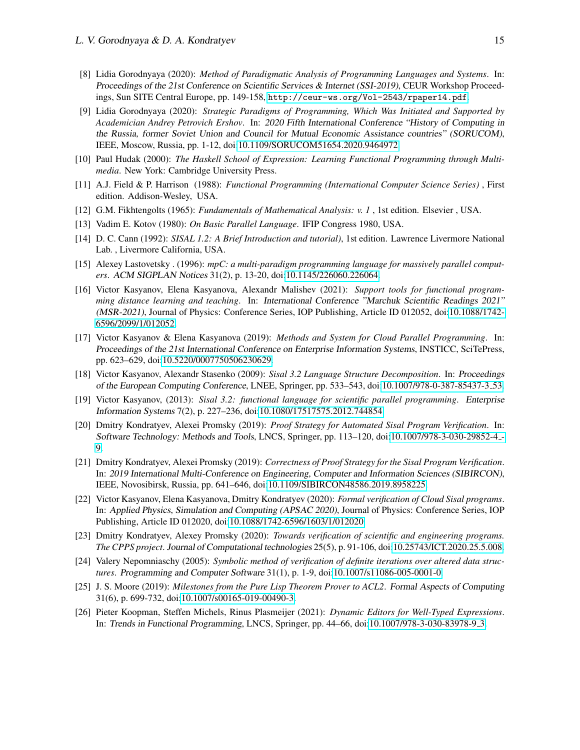[8] Lidia Gorodnyaya (2020): *Method of Paradigmatic Analysis of Programming Languages and Systems*. In: Proceedings of the 21st Conference on Scientific Services & Internet (SSI-2019), CEUR Workshop Proceedings, Sun SITE Central Europe, pp. 149-158, http://ceur-ws.org/Vol-2543/rpaper14.pdf.

[9] Lidia Gorodnyaya (2020): *Strategic Paradigms of Programming, Which Was Initiated and Supported by Academician Andrey Petrovich Ershov*. In: 2020 Fifth International Conference "History of Computing in the Russia, former Soviet Union and Council for Mutual Economic Assistance countries" (SORUCOM), IEEE, Moscow, Russia, pp. 1-12, doi:10.1109/SORUCOM51654.2020.9464972.

[10] Paul Hudak (2000): *The Haskell School of Expression: Learning Functional Programming through Multimedia*. New York: Cambridge University Press.

[11] A.J. Field & P. Harrison (1988): *Functional Programming (International Computer Science Series)* , First edition. Addison-Wesley, USA.

[12] G.M. Fikhtengolts (1965): *Fundamentals of Mathematical Analysis: v. 1* , 1st edition. Elsevier , USA.

[13] Vadim E. Kotov (1980): *On Basic Parallel Language*. IFIP Congress 1980, USA.

[14] D. C. Cann (1992): *SISAL 1.2: A Brief Introduction and tutorial)*, 1st edition. Lawrence Livermore National Lab. , Livermore California, USA.

[15] Alexey Lastovetsky . (1996): *mpC: a multi-paradigm programming language for massively parallel computers*. ACM SIGPLAN Notices 31(2), p. 13-20, doi:10.1145/226060.226064.

[16] Victor Kasyanov, Elena Kasyanova, Alexandr Malishev (2021): *Support tools for functional programming distance learning and teaching*. In: International Conference "Marchuk Scientific Readings 2021" (MSR-2021), Journal of Physics: Conference Series, IOP Publishing, Article ID 012052, doi:10.1088/1742-6596/2099/1/012052.

[17] Victor Kasyanov & Elena Kasyanova (2019): *Methods and System for Cloud Parallel Programming*. In: Proceedings of the 21st International Conference on Enterprise Information Systems, INSTICC, SciTePress, pp. 623–629, doi:10.5220/0007750506230629.

[18] Victor Kasyanov, Alexandr Stasenko (2009): *Sisal 3.2 Language Structure Decomposition*. In: Proceedings of the European Computing Conference, LNEE, Springer, pp. 533–543, doi:10.1007/978-0-387-85437-3_53.

[19] Victor Kasyanov, (2013): *Sisal 3.2: functional language for scientific parallel programming*. Enterprise Information Systems 7(2), p. 227–236, doi:10.1080/17517575.2012.744854.

[20] Dmitry Kondratyev, Alexei Promsky (2019): *Proof Strategy for Automated Sisal Program Verification*. In: Software Technology: Methods and Tools, LNCS, Springer, pp. 113–120, doi:10.1007/978-3-030-29852-4_9.

[21] Dmitry Kondratyev, Alexei Promsky (2019): *Correctness of Proof Strategy for the Sisal Program Verification*. In: 2019 International Multi-Conference on Engineering, Computer and Information Sciences (SIBIRCON), IEEE, Novosibirsk, Russia, pp. 641–646, doi:10.1109/SIBIRCON48586.2019.8958225.

[22] Victor Kasyanov, Elena Kasyanova, Dmitry Kondratyev (2020): *Formal verification of Cloud Sisal programs*. In: Applied Physics, Simulation and Computing (APSAC 2020), Journal of Physics: Conference Series, IOP Publishing, Article ID 012020, doi:10.1088/1742-6596/1603/1/012020.

[23] Dmitry Kondratyev, Alexey Promsky (2020): *Towards verification of scientific and engineering programs. The CPPS project*. Journal of Computational technologies 25(5), p. 91-106, doi:10.25743/ICT.2020.25.5.008.

[24] Valery Nepomniaschy (2005): *Symbolic method of verification of definite iterations over altered data structures*. Programming and Computer Software 31(1), p. 1-9, doi:10.1007/s11086-005-0001-0.

[25] J. S. Moore (2019): *Milestones from the Pure Lisp Theorem Prover to ACL2*. Formal Aspects of Computing 31(6), p. 699-732, doi:10.1007/s00165-019-00490-3.

[26] Pieter Koopman, Steffen Michels, Rinus Plasmeijer (2021): *Dynamic Editors for Well-Typed Expressions*. In: Trends in Functional Programming, LNCS, Springer, pp. 44–66, doi:10.1007/978-3-030-83978-9_3.